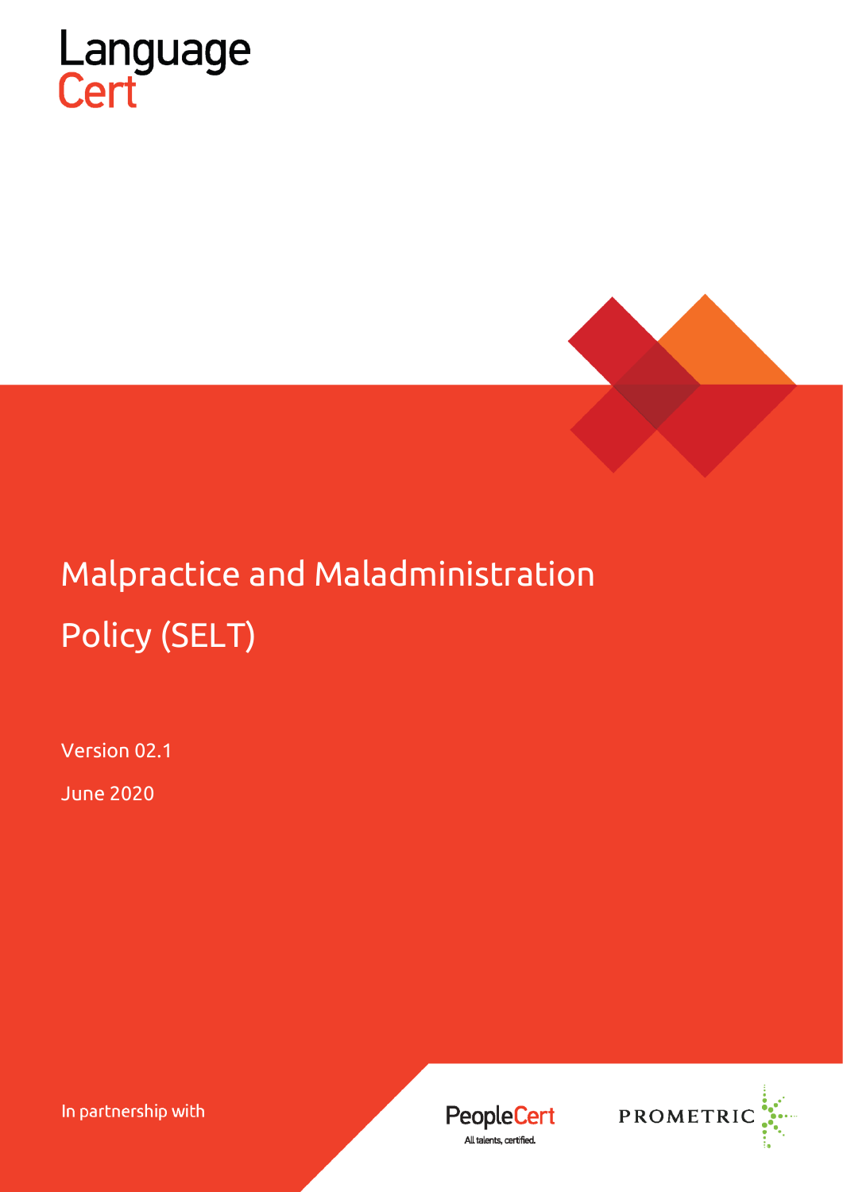Language
Cert

# Malpractice and Maladministration Policy (SELT)

Version 02.1

June 2020

In partnership with

PeopleCert
All talents, certified.

PROMETRIC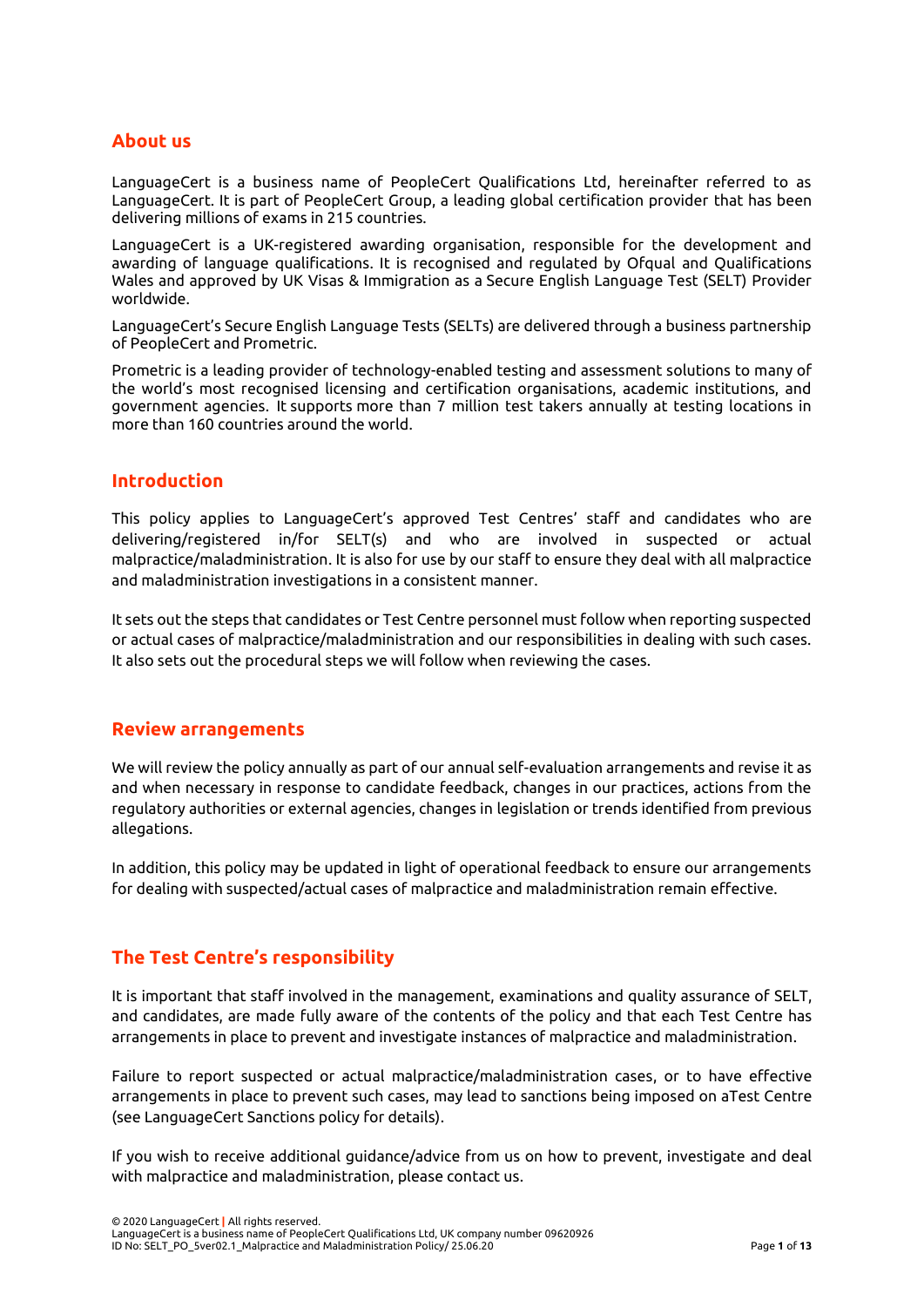## About us

LanguageCert is a business name of PeopleCert Qualifications Ltd, hereinafter referred to as LanguageCert. It is part of PeopleCert Group, a leading global certification provider that has been delivering millions of exams in 215 countries.

LanguageCert is a UK-registered awarding organisation, responsible for the development and awarding of language qualifications. It is recognised and regulated by Ofqual and Qualifications Wales and approved by UK Visas & Immigration as a Secure English Language Test (SELT) Provider worldwide.

LanguageCert's Secure English Language Tests (SELTs) are delivered through a business partnership of PeopleCert and Prometric.

Prometric is a leading provider of technology-enabled testing and assessment solutions to many of the world's most recognised licensing and certification organisations, academic institutions, and government agencies. It supports more than 7 million test takers annually at testing locations in more than 160 countries around the world.

## Introduction

This policy applies to LanguageCert's approved Test Centres' staff and candidates who are delivering/registered in/for SELT(s) and who are involved in suspected or actual malpractice/maladministration. It is also for use by our staff to ensure they deal with all malpractice and maladministration investigations in a consistent manner.

It sets out the steps that candidates or Test Centre personnel must follow when reporting suspected or actual cases of malpractice/maladministration and our responsibilities in dealing with such cases. It also sets out the procedural steps we will follow when reviewing the cases.

## Review arrangements

We will review the policy annually as part of our annual self-evaluation arrangements and revise it as and when necessary in response to candidate feedback, changes in our practices, actions from the regulatory authorities or external agencies, changes in legislation or trends identified from previous allegations.

In addition, this policy may be updated in light of operational feedback to ensure our arrangements for dealing with suspected/actual cases of malpractice and maladministration remain effective.

## The Test Centre's responsibility

It is important that staff involved in the management, examinations and quality assurance of SELT, and candidates, are made fully aware of the contents of the policy and that each Test Centre has arrangements in place to prevent and investigate instances of malpractice and maladministration.

Failure to report suspected or actual malpractice/maladministration cases, or to have effective arrangements in place to prevent such cases, may lead to sanctions being imposed on aTest Centre (see LanguageCert Sanctions policy for details).

If you wish to receive additional guidance/advice from us on how to prevent, investigate and deal with malpractice and maladministration, please contact us.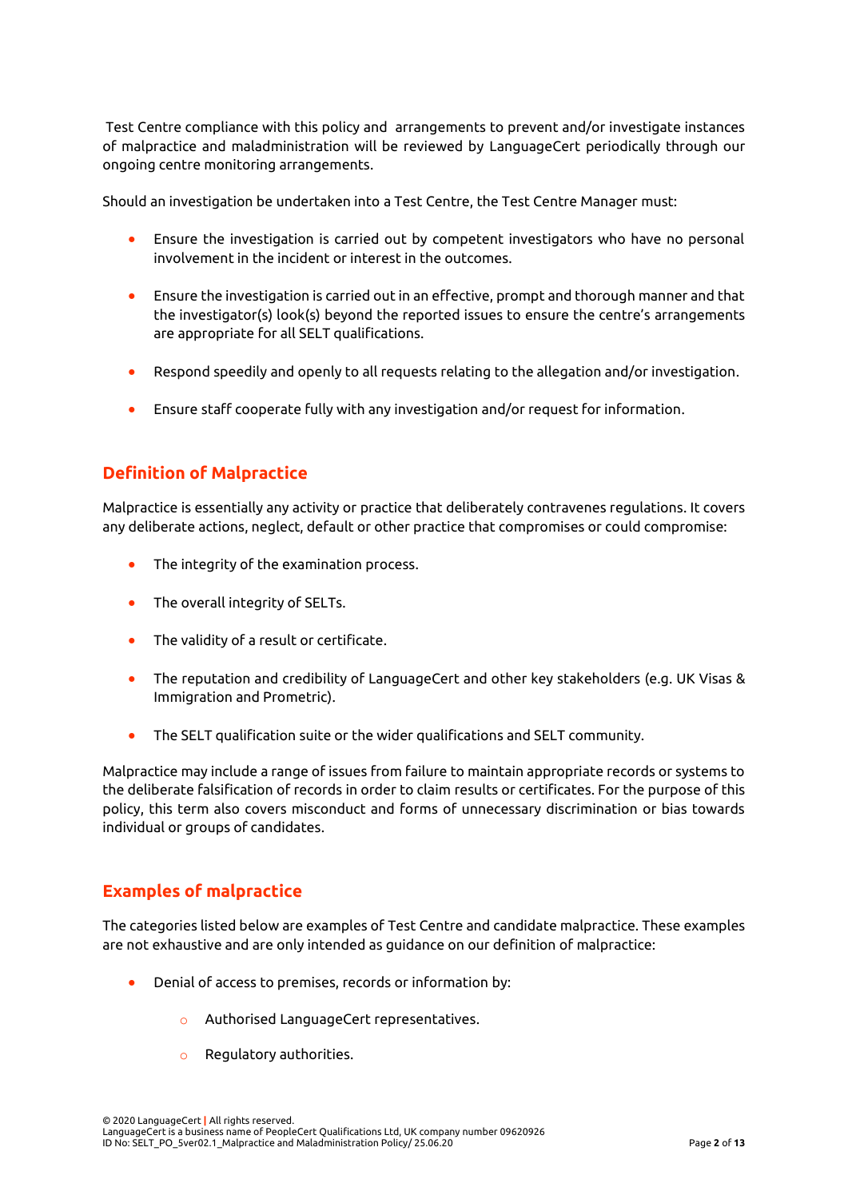Test Centre compliance with this policy and arrangements to prevent and/or investigate instances of malpractice and maladministration will be reviewed by LanguageCert periodically through our ongoing centre monitoring arrangements.

Should an investigation be undertaken into a Test Centre, the Test Centre Manager must:

- Ensure the investigation is carried out by competent investigators who have no personal involvement in the incident or interest in the outcomes.
- Ensure the investigation is carried out in an effective, prompt and thorough manner and that the investigator(s) look(s) beyond the reported issues to ensure the centre's arrangements are appropriate for all SELT qualifications.
- Respond speedily and openly to all requests relating to the allegation and/or investigation.
- Ensure staff cooperate fully with any investigation and/or request for information.

## Definition of Malpractice

Malpractice is essentially any activity or practice that deliberately contravenes regulations. It covers any deliberate actions, neglect, default or other practice that compromises or could compromise:

- The integrity of the examination process.
- The overall integrity of SELTs.
- The validity of a result or certificate.
- The reputation and credibility of LanguageCert and other key stakeholders (e.g. UK Visas & Immigration and Prometric).
- The SELT qualification suite or the wider qualifications and SELT community.

Malpractice may include a range of issues from failure to maintain appropriate records or systems to the deliberate falsification of records in order to claim results or certificates. For the purpose of this policy, this term also covers misconduct and forms of unnecessary discrimination or bias towards individual or groups of candidates.

## Examples of malpractice

The categories listed below are examples of Test Centre and candidate malpractice. These examples are not exhaustive and are only intended as guidance on our definition of malpractice:

- Denial of access to premises, records or information by:
  - Authorised LanguageCert representatives.
  - Regulatory authorities.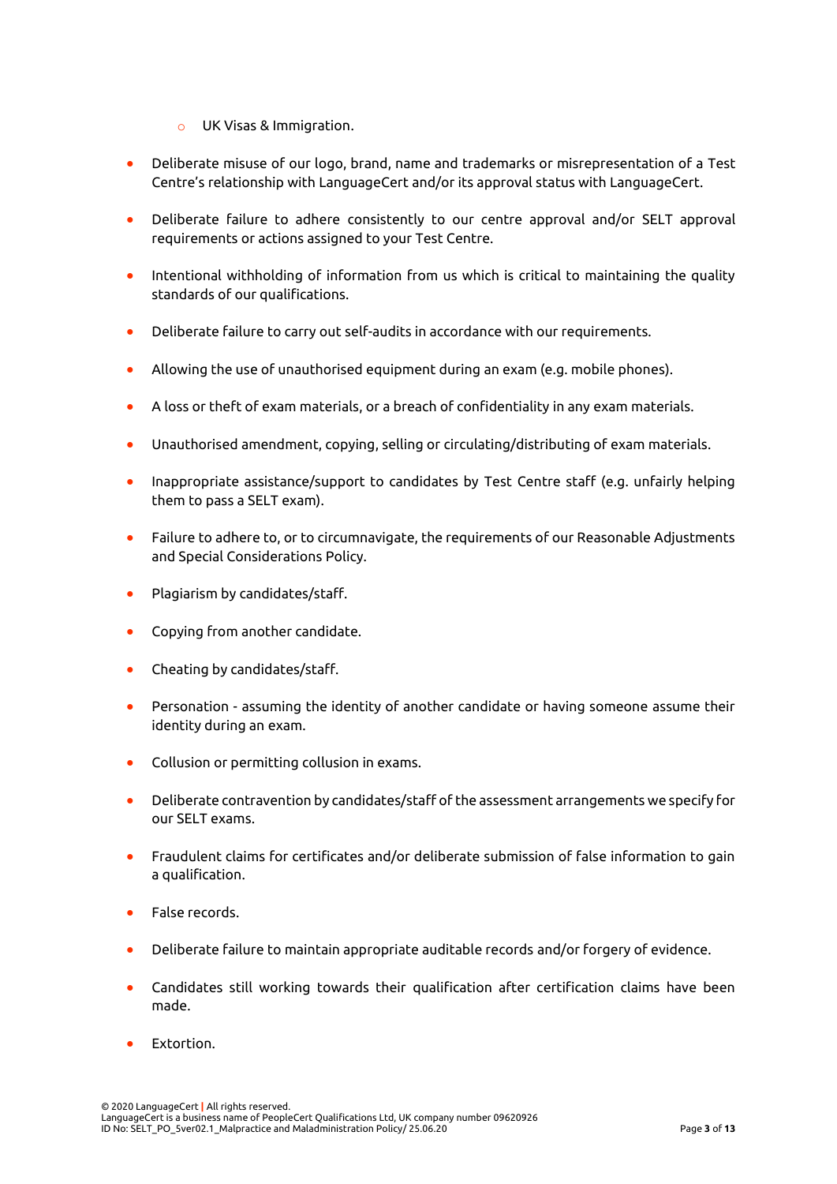- UK Visas & Immigration.

- Deliberate misuse of our logo, brand, name and trademarks or misrepresentation of a Test Centre's relationship with LanguageCert and/or its approval status with LanguageCert.

- Deliberate failure to adhere consistently to our centre approval and/or SELT approval requirements or actions assigned to your Test Centre.

- Intentional withholding of information from us which is critical to maintaining the quality standards of our qualifications.

- Deliberate failure to carry out self-audits in accordance with our requirements.

- Allowing the use of unauthorised equipment during an exam (e.g. mobile phones).

- A loss or theft of exam materials, or a breach of confidentiality in any exam materials.

- Unauthorised amendment, copying, selling or circulating/distributing of exam materials.

- Inappropriate assistance/support to candidates by Test Centre staff (e.g. unfairly helping them to pass a SELT exam).

- Failure to adhere to, or to circumnavigate, the requirements of our Reasonable Adjustments and Special Considerations Policy.

- Plagiarism by candidates/staff.

- Copying from another candidate.

- Cheating by candidates/staff.

- Personation - assuming the identity of another candidate or having someone assume their identity during an exam.

- Collusion or permitting collusion in exams.

- Deliberate contravention by candidates/staff of the assessment arrangements we specify for our SELT exams.

- Fraudulent claims for certificates and/or deliberate submission of false information to gain a qualification.

- False records.

- Deliberate failure to maintain appropriate auditable records and/or forgery of evidence.

- Candidates still working towards their qualification after certification claims have been made.

- Extortion.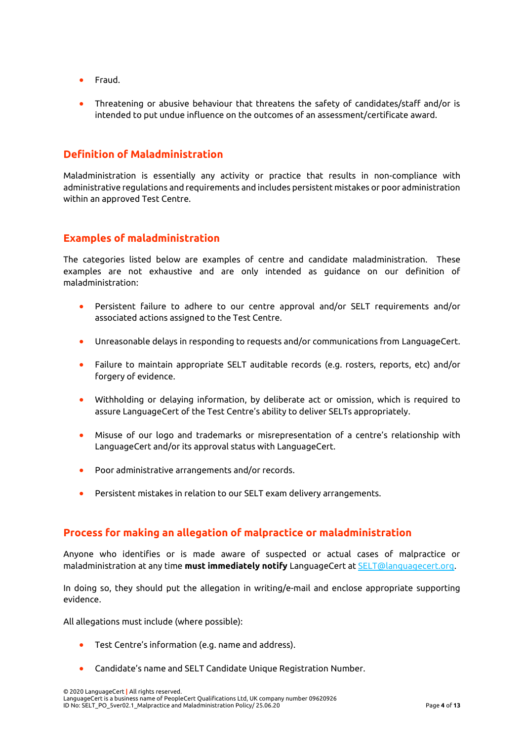- Fraud.
- Threatening or abusive behaviour that threatens the safety of candidates/staff and/or is intended to put undue influence on the outcomes of an assessment/certificate award.

## Definition of Maladministration

Maladministration is essentially any activity or practice that results in non-compliance with administrative regulations and requirements and includes persistent mistakes or poor administration within an approved Test Centre.

## Examples of maladministration

The categories listed below are examples of centre and candidate maladministration. These examples are not exhaustive and are only intended as guidance on our definition of maladministration:

- Persistent failure to adhere to our centre approval and/or SELT requirements and/or associated actions assigned to the Test Centre.
- Unreasonable delays in responding to requests and/or communications from LanguageCert.
- Failure to maintain appropriate SELT auditable records (e.g. rosters, reports, etc) and/or forgery of evidence.
- Withholding or delaying information, by deliberate act or omission, which is required to assure LanguageCert of the Test Centre's ability to deliver SELTs appropriately.
- Misuse of our logo and trademarks or misrepresentation of a centre's relationship with LanguageCert and/or its approval status with LanguageCert.
- Poor administrative arrangements and/or records.
- Persistent mistakes in relation to our SELT exam delivery arrangements.

## Process for making an allegation of malpractice or maladministration

Anyone who identifies or is made aware of suspected or actual cases of malpractice or maladministration at any time **must immediately notify** LanguageCert at SELT@languagecert.org.

In doing so, they should put the allegation in writing/e-mail and enclose appropriate supporting evidence.

All allegations must include (where possible):

- Test Centre's information (e.g. name and address).
- Candidate's name and SELT Candidate Unique Registration Number.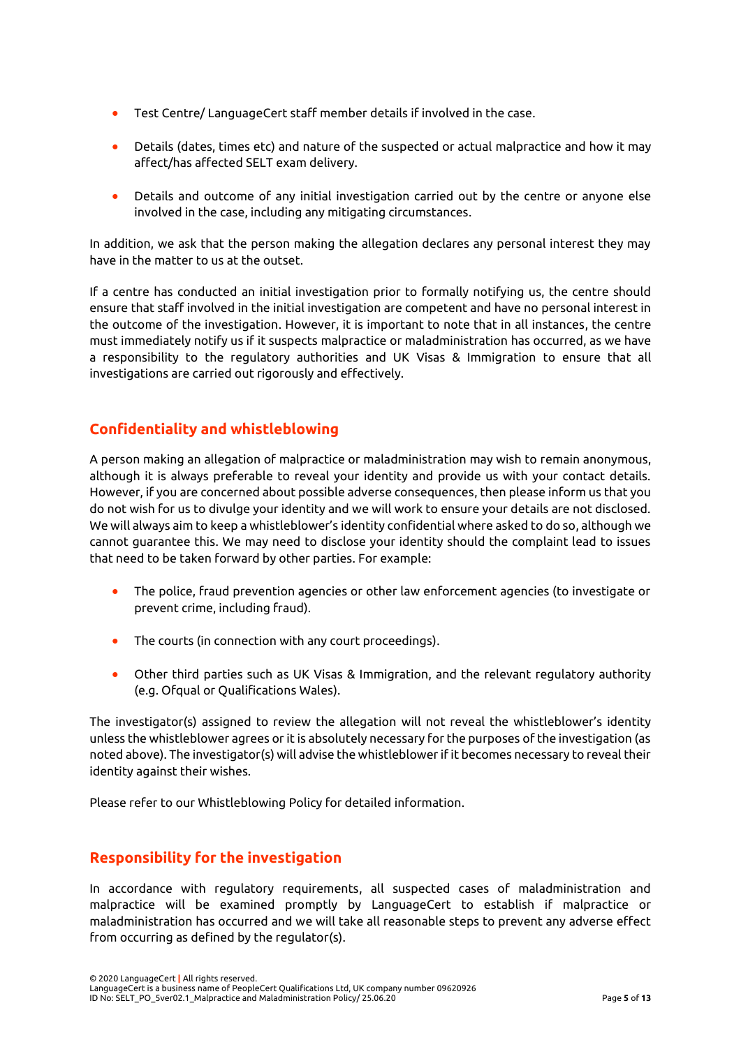- Test Centre/ LanguageCert staff member details if involved in the case.
- Details (dates, times etc) and nature of the suspected or actual malpractice and how it may affect/has affected SELT exam delivery.
- Details and outcome of any initial investigation carried out by the centre or anyone else involved in the case, including any mitigating circumstances.

In addition, we ask that the person making the allegation declares any personal interest they may have in the matter to us at the outset.

If a centre has conducted an initial investigation prior to formally notifying us, the centre should ensure that staff involved in the initial investigation are competent and have no personal interest in the outcome of the investigation. However, it is important to note that in all instances, the centre must immediately notify us if it suspects malpractice or maladministration has occurred, as we have a responsibility to the regulatory authorities and UK Visas & Immigration to ensure that all investigations are carried out rigorously and effectively.

## Confidentiality and whistleblowing

A person making an allegation of malpractice or maladministration may wish to remain anonymous, although it is always preferable to reveal your identity and provide us with your contact details. However, if you are concerned about possible adverse consequences, then please inform us that you do not wish for us to divulge your identity and we will work to ensure your details are not disclosed. We will always aim to keep a whistleblower's identity confidential where asked to do so, although we cannot guarantee this. We may need to disclose your identity should the complaint lead to issues that need to be taken forward by other parties. For example:

- The police, fraud prevention agencies or other law enforcement agencies (to investigate or prevent crime, including fraud).
- The courts (in connection with any court proceedings).
- Other third parties such as UK Visas & Immigration, and the relevant regulatory authority (e.g. Ofqual or Qualifications Wales).

The investigator(s) assigned to review the allegation will not reveal the whistleblower's identity unless the whistleblower agrees or it is absolutely necessary for the purposes of the investigation (as noted above). The investigator(s) will advise the whistleblower if it becomes necessary to reveal their identity against their wishes.

Please refer to our Whistleblowing Policy for detailed information.

## Responsibility for the investigation

In accordance with regulatory requirements, all suspected cases of maladministration and malpractice will be examined promptly by LanguageCert to establish if malpractice or maladministration has occurred and we will take all reasonable steps to prevent any adverse effect from occurring as defined by the regulator(s).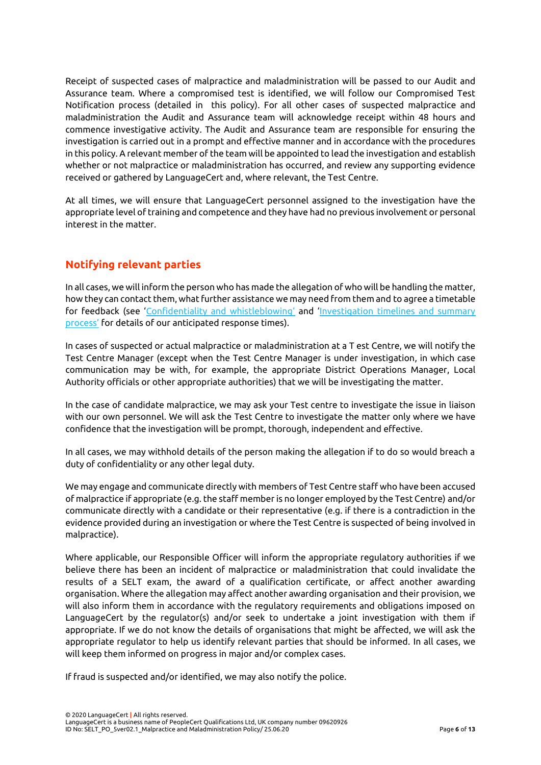Receipt of suspected cases of malpractice and maladministration will be passed to our Audit and Assurance team. Where a compromised test is identified, we will follow our Compromised Test Notification process (detailed in this policy). For all other cases of suspected malpractice and maladministration the Audit and Assurance team will acknowledge receipt within 48 hours and commence investigative activity. The Audit and Assurance team are responsible for ensuring the investigation is carried out in a prompt and effective manner and in accordance with the procedures in this policy. A relevant member of the team will be appointed to lead the investigation and establish whether or not malpractice or maladministration has occurred, and review any supporting evidence received or gathered by LanguageCert and, where relevant, the Test Centre.

At all times, we will ensure that LanguageCert personnel assigned to the investigation have the appropriate level of training and competence and they have had no previous involvement or personal interest in the matter.

## Notifying relevant parties

In all cases, we will inform the person who has made the allegation of who will be handling the matter, how they can contact them, what further assistance we may need from them and to agree a timetable for feedback (see 'Confidentiality and whistleblowing' and 'Investigation timelines and summary process' for details of our anticipated response times).

In cases of suspected or actual malpractice or maladministration at a T est Centre, we will notify the Test Centre Manager (except when the Test Centre Manager is under investigation, in which case communication may be with, for example, the appropriate District Operations Manager, Local Authority officials or other appropriate authorities) that we will be investigating the matter.

In the case of candidate malpractice, we may ask your Test centre to investigate the issue in liaison with our own personnel. We will ask the Test Centre to investigate the matter only where we have confidence that the investigation will be prompt, thorough, independent and effective.

In all cases, we may withhold details of the person making the allegation if to do so would breach a duty of confidentiality or any other legal duty.

We may engage and communicate directly with members of Test Centre staff who have been accused of malpractice if appropriate (e.g. the staff member is no longer employed by the Test Centre) and/or communicate directly with a candidate or their representative (e.g. if there is a contradiction in the evidence provided during an investigation or where the Test Centre is suspected of being involved in malpractice).

Where applicable, our Responsible Officer will inform the appropriate regulatory authorities if we believe there has been an incident of malpractice or maladministration that could invalidate the results of a SELT exam, the award of a qualification certificate, or affect another awarding organisation. Where the allegation may affect another awarding organisation and their provision, we will also inform them in accordance with the regulatory requirements and obligations imposed on LanguageCert by the regulator(s) and/or seek to undertake a joint investigation with them if appropriate. If we do not know the details of organisations that might be affected, we will ask the appropriate regulator to help us identify relevant parties that should be informed. In all cases, we will keep them informed on progress in major and/or complex cases.

If fraud is suspected and/or identified, we may also notify the police.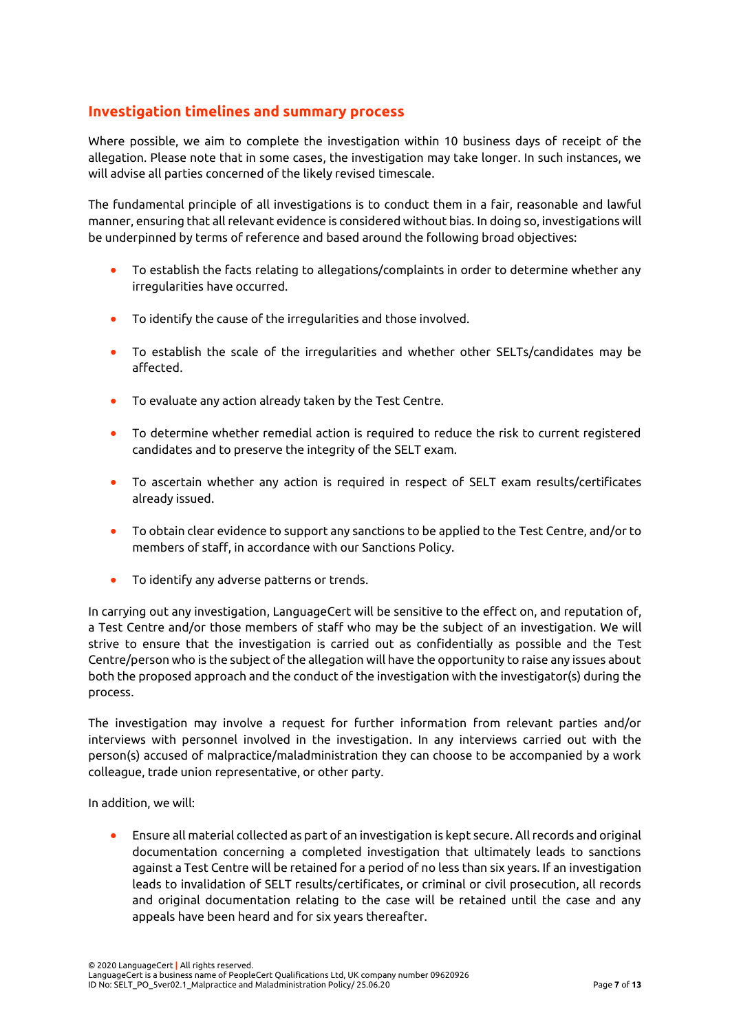## Investigation timelines and summary process

Where possible, we aim to complete the investigation within 10 business days of receipt of the allegation. Please note that in some cases, the investigation may take longer. In such instances, we will advise all parties concerned of the likely revised timescale.

The fundamental principle of all investigations is to conduct them in a fair, reasonable and lawful manner, ensuring that all relevant evidence is considered without bias. In doing so, investigations will be underpinned by terms of reference and based around the following broad objectives:

- To establish the facts relating to allegations/complaints in order to determine whether any irregularities have occurred.
- To identify the cause of the irregularities and those involved.
- To establish the scale of the irregularities and whether other SELTs/candidates may be affected.
- To evaluate any action already taken by the Test Centre.
- To determine whether remedial action is required to reduce the risk to current registered candidates and to preserve the integrity of the SELT exam.
- To ascertain whether any action is required in respect of SELT exam results/certificates already issued.
- To obtain clear evidence to support any sanctions to be applied to the Test Centre, and/or to members of staff, in accordance with our Sanctions Policy.
- To identify any adverse patterns or trends.

In carrying out any investigation, LanguageCert will be sensitive to the effect on, and reputation of, a Test Centre and/or those members of staff who may be the subject of an investigation. We will strive to ensure that the investigation is carried out as confidentially as possible and the Test Centre/person who is the subject of the allegation will have the opportunity to raise any issues about both the proposed approach and the conduct of the investigation with the investigator(s) during the process.

The investigation may involve a request for further information from relevant parties and/or interviews with personnel involved in the investigation. In any interviews carried out with the person(s) accused of malpractice/maladministration they can choose to be accompanied by a work colleague, trade union representative, or other party.

In addition, we will:

- Ensure all material collected as part of an investigation is kept secure. All records and original documentation concerning a completed investigation that ultimately leads to sanctions against a Test Centre will be retained for a period of no less than six years. If an investigation leads to invalidation of SELT results/certificates, or criminal or civil prosecution, all records and original documentation relating to the case will be retained until the case and any appeals have been heard and for six years thereafter.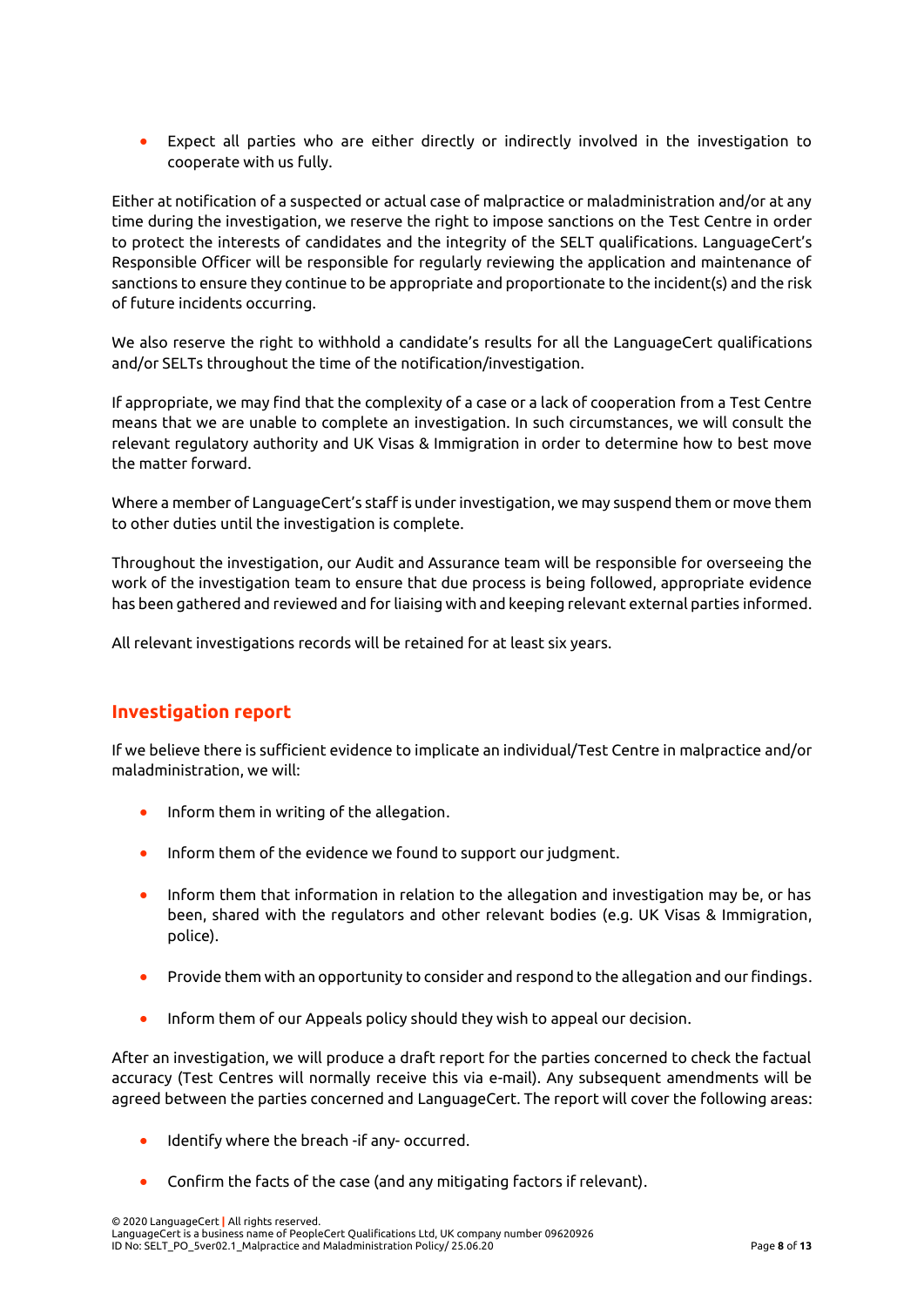- Expect all parties who are either directly or indirectly involved in the investigation to cooperate with us fully.

Either at notification of a suspected or actual case of malpractice or maladministration and/or at any time during the investigation, we reserve the right to impose sanctions on the Test Centre in order to protect the interests of candidates and the integrity of the SELT qualifications. LanguageCert's Responsible Officer will be responsible for regularly reviewing the application and maintenance of sanctions to ensure they continue to be appropriate and proportionate to the incident(s) and the risk of future incidents occurring.

We also reserve the right to withhold a candidate's results for all the LanguageCert qualifications and/or SELTs throughout the time of the notification/investigation.

If appropriate, we may find that the complexity of a case or a lack of cooperation from a Test Centre means that we are unable to complete an investigation. In such circumstances, we will consult the relevant regulatory authority and UK Visas & Immigration in order to determine how to best move the matter forward.

Where a member of LanguageCert's staff is under investigation, we may suspend them or move them to other duties until the investigation is complete.

Throughout the investigation, our Audit and Assurance team will be responsible for overseeing the work of the investigation team to ensure that due process is being followed, appropriate evidence has been gathered and reviewed and for liaising with and keeping relevant external parties informed.

All relevant investigations records will be retained for at least six years.

## Investigation report

If we believe there is sufficient evidence to implicate an individual/Test Centre in malpractice and/or maladministration, we will:

- Inform them in writing of the allegation.
- Inform them of the evidence we found to support our judgment.
- Inform them that information in relation to the allegation and investigation may be, or has been, shared with the regulators and other relevant bodies (e.g. UK Visas & Immigration, police).
- Provide them with an opportunity to consider and respond to the allegation and our findings.
- Inform them of our Appeals policy should they wish to appeal our decision.

After an investigation, we will produce a draft report for the parties concerned to check the factual accuracy (Test Centres will normally receive this via e-mail). Any subsequent amendments will be agreed between the parties concerned and LanguageCert. The report will cover the following areas:

- Identify where the breach -if any- occurred.
- Confirm the facts of the case (and any mitigating factors if relevant).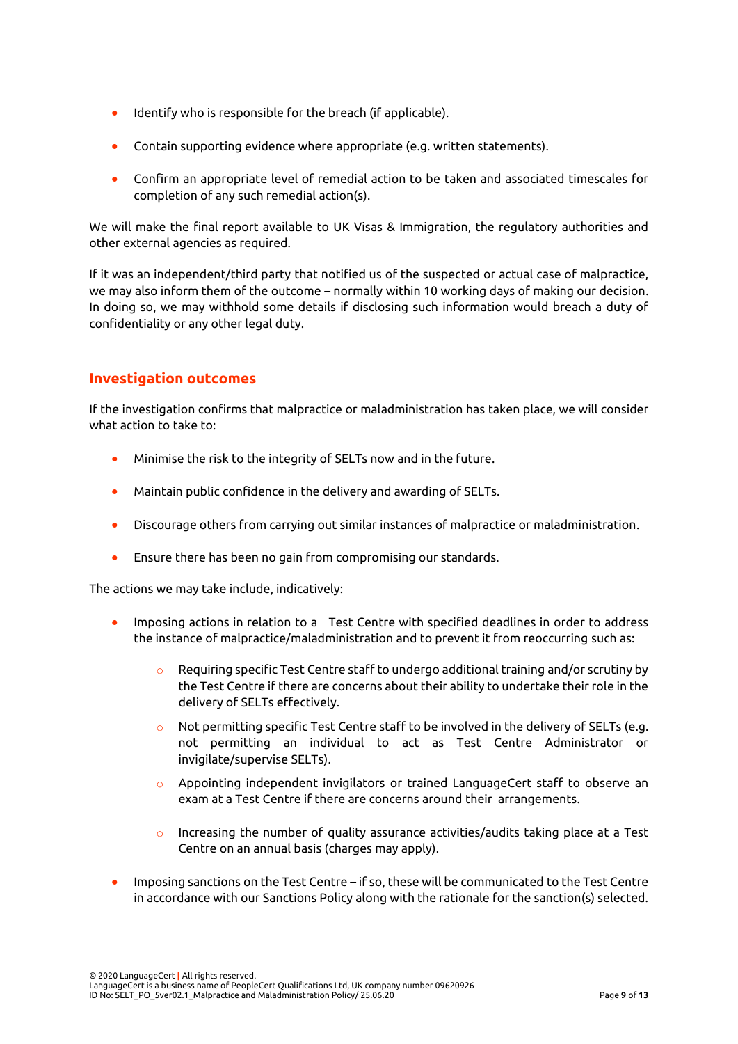- Identify who is responsible for the breach (if applicable).
- Contain supporting evidence where appropriate (e.g. written statements).
- Confirm an appropriate level of remedial action to be taken and associated timescales for completion of any such remedial action(s).

We will make the final report available to UK Visas & Immigration, the regulatory authorities and other external agencies as required.

If it was an independent/third party that notified us of the suspected or actual case of malpractice, we may also inform them of the outcome – normally within 10 working days of making our decision. In doing so, we may withhold some details if disclosing such information would breach a duty of confidentiality or any other legal duty.

## Investigation outcomes

If the investigation confirms that malpractice or maladministration has taken place, we will consider what action to take to:

- Minimise the risk to the integrity of SELTs now and in the future.
- Maintain public confidence in the delivery and awarding of SELTs.
- Discourage others from carrying out similar instances of malpractice or maladministration.
- Ensure there has been no gain from compromising our standards.

The actions we may take include, indicatively:

- Imposing actions in relation to a Test Centre with specified deadlines in order to address the instance of malpractice/maladministration and to prevent it from reoccurring such as:
    - Requiring specific Test Centre staff to undergo additional training and/or scrutiny by the Test Centre if there are concerns about their ability to undertake their role in the delivery of SELTs effectively.
    - Not permitting specific Test Centre staff to be involved in the delivery of SELTs (e.g. not permitting an individual to act as Test Centre Administrator or invigilate/supervise SELTs).
    - Appointing independent invigilators or trained LanguageCert staff to observe an exam at a Test Centre if there are concerns around their arrangements.
    - Increasing the number of quality assurance activities/audits taking place at a Test Centre on an annual basis (charges may apply).
- Imposing sanctions on the Test Centre – if so, these will be communicated to the Test Centre in accordance with our Sanctions Policy along with the rationale for the sanction(s) selected.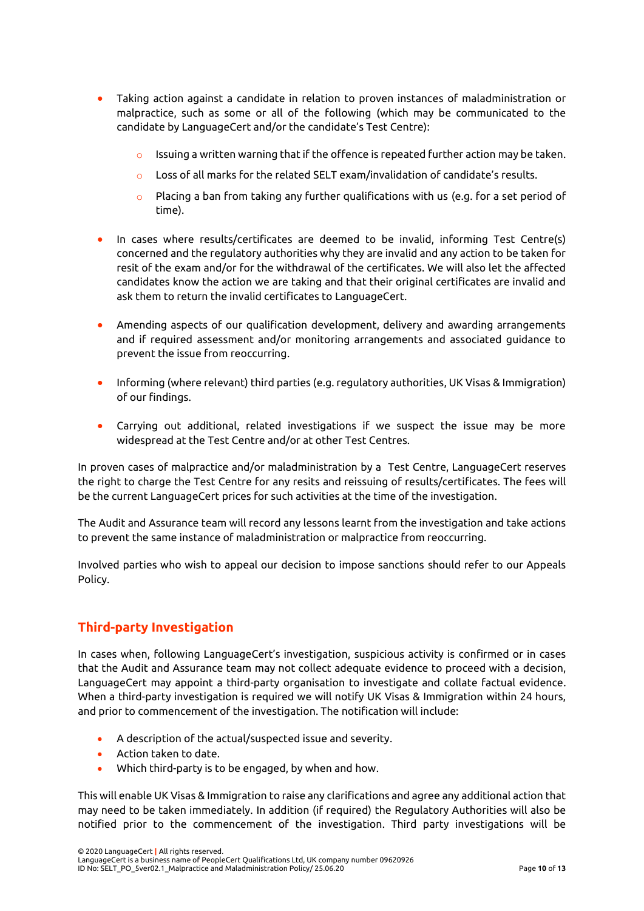- Taking action against a candidate in relation to proven instances of maladministration or malpractice, such as some or all of the following (which may be communicated to the candidate by LanguageCert and/or the candidate's Test Centre):
  - Issuing a written warning that if the offence is repeated further action may be taken.
  - Loss of all marks for the related SELT exam/invalidation of candidate's results.
  - Placing a ban from taking any further qualifications with us (e.g. for a set period of time).

- In cases where results/certificates are deemed to be invalid, informing Test Centre(s) concerned and the regulatory authorities why they are invalid and any action to be taken for resit of the exam and/or for the withdrawal of the certificates. We will also let the affected candidates know the action we are taking and that their original certificates are invalid and ask them to return the invalid certificates to LanguageCert.

- Amending aspects of our qualification development, delivery and awarding arrangements and if required assessment and/or monitoring arrangements and associated guidance to prevent the issue from reoccurring.

- Informing (where relevant) third parties (e.g. regulatory authorities, UK Visas & Immigration) of our findings.

- Carrying out additional, related investigations if we suspect the issue may be more widespread at the Test Centre and/or at other Test Centres.

In proven cases of malpractice and/or maladministration by a Test Centre, LanguageCert reserves the right to charge the Test Centre for any resits and reissuing of results/certificates. The fees will be the current LanguageCert prices for such activities at the time of the investigation.

The Audit and Assurance team will record any lessons learnt from the investigation and take actions to prevent the same instance of maladministration or malpractice from reoccurring.

Involved parties who wish to appeal our decision to impose sanctions should refer to our Appeals Policy.

## Third-party Investigation

In cases when, following LanguageCert's investigation, suspicious activity is confirmed or in cases that the Audit and Assurance team may not collect adequate evidence to proceed with a decision, LanguageCert may appoint a third-party organisation to investigate and collate factual evidence. When a third-party investigation is required we will notify UK Visas & Immigration within 24 hours, and prior to commencement of the investigation. The notification will include:

- A description of the actual/suspected issue and severity.
- Action taken to date.
- Which third-party is to be engaged, by when and how.

This will enable UK Visas & Immigration to raise any clarifications and agree any additional action that may need to be taken immediately. In addition (if required) the Regulatory Authorities will also be notified prior to the commencement of the investigation. Third party investigations will be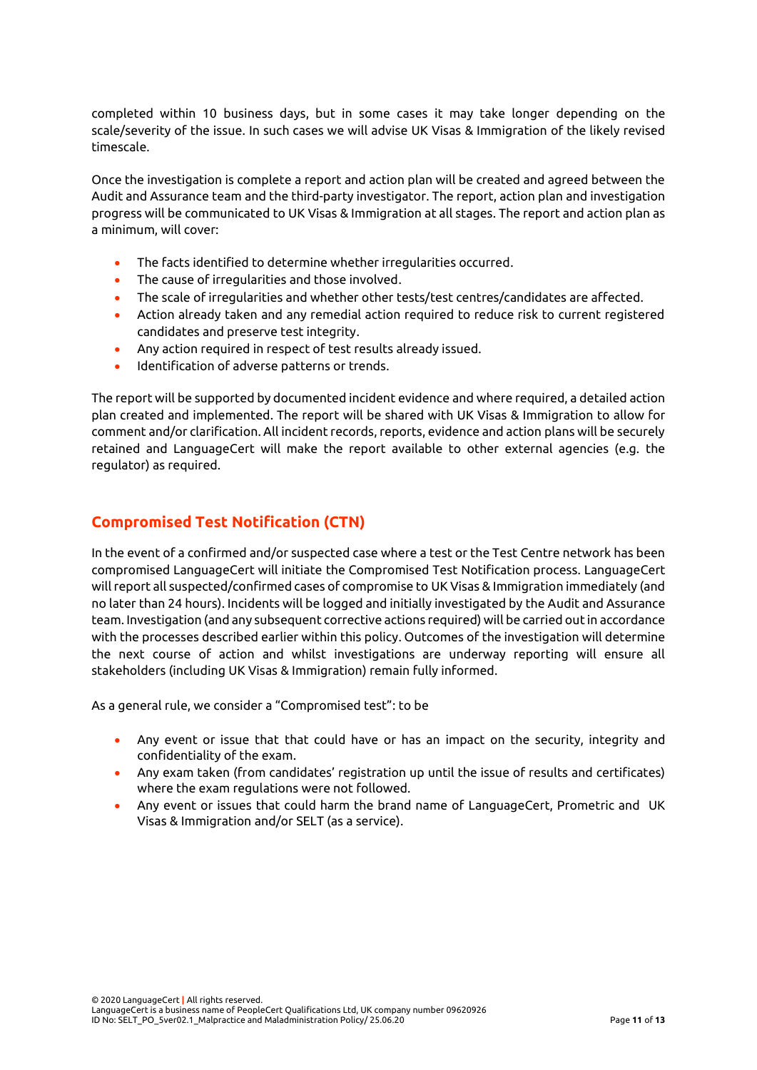completed within 10 business days, but in some cases it may take longer depending on the scale/severity of the issue. In such cases we will advise UK Visas & Immigration of the likely revised timescale.

Once the investigation is complete a report and action plan will be created and agreed between the Audit and Assurance team and the third-party investigator. The report, action plan and investigation progress will be communicated to UK Visas & Immigration at all stages. The report and action plan as a minimum, will cover:

- The facts identified to determine whether irregularities occurred.
- The cause of irregularities and those involved.
- The scale of irregularities and whether other tests/test centres/candidates are affected.
- Action already taken and any remedial action required to reduce risk to current registered candidates and preserve test integrity.
- Any action required in respect of test results already issued.
- Identification of adverse patterns or trends.

The report will be supported by documented incident evidence and where required, a detailed action plan created and implemented. The report will be shared with UK Visas & Immigration to allow for comment and/or clarification. All incident records, reports, evidence and action plans will be securely retained and LanguageCert will make the report available to other external agencies (e.g. the regulator) as required.

## Compromised Test Notification (CTN)

In the event of a confirmed and/or suspected case where a test or the Test Centre network has been compromised LanguageCert will initiate the Compromised Test Notification process. LanguageCert will report all suspected/confirmed cases of compromise to UK Visas & Immigration immediately (and no later than 24 hours). Incidents will be logged and initially investigated by the Audit and Assurance team. Investigation (and any subsequent corrective actions required) will be carried out in accordance with the processes described earlier within this policy. Outcomes of the investigation will determine the next course of action and whilst investigations are underway reporting will ensure all stakeholders (including UK Visas & Immigration) remain fully informed.

As a general rule, we consider a "Compromised test": to be

- Any event or issue that that could have or has an impact on the security, integrity and confidentiality of the exam.
- Any exam taken (from candidates' registration up until the issue of results and certificates) where the exam regulations were not followed.
- Any event or issues that could harm the brand name of LanguageCert, Prometric and UK Visas & Immigration and/or SELT (as a service).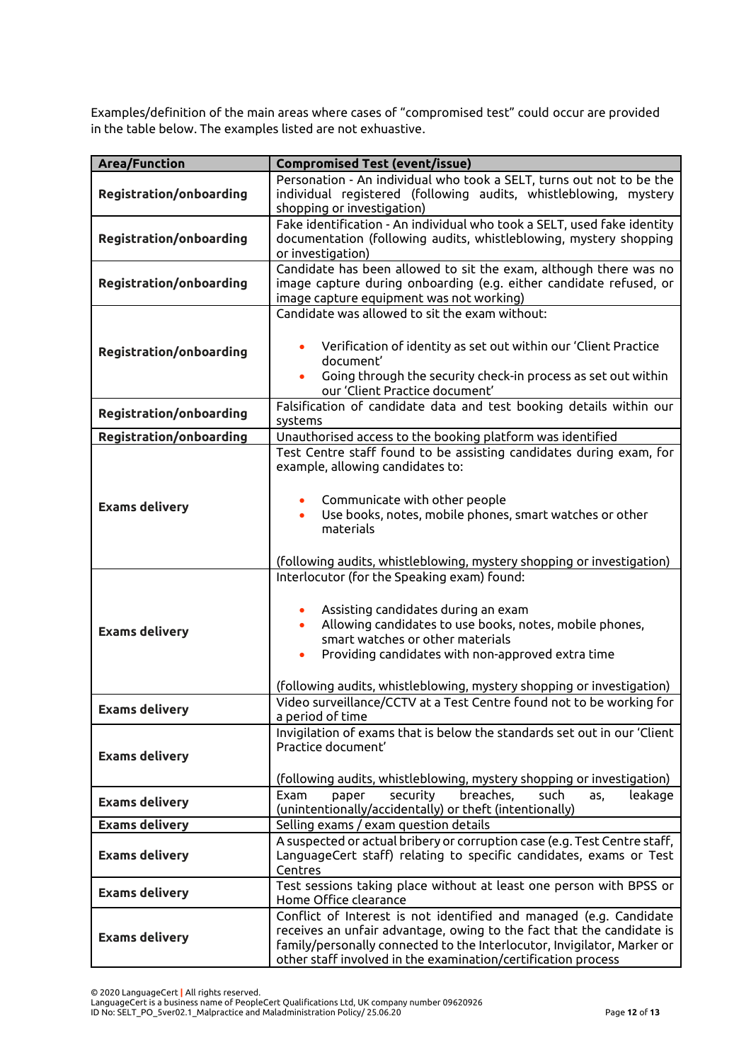Examples/definition of the main areas where cases of "compromised test" could occur are provided in the table below. The examples listed are not exhaustive.

| Area/Function | Compromised Test (event/issue) |
|---|---|
| **Registration/onboarding** | Personation - An individual who took a SELT, turns out not to be the individual registered (following audits, whistleblowing, mystery shopping or investigation) |
| **Registration/onboarding** | Fake identification - An individual who took a SELT, used fake identity documentation (following audits, whistleblowing, mystery shopping or investigation) |
| **Registration/onboarding** | Candidate has been allowed to sit the exam, although there was no image capture during onboarding (e.g. either candidate refused, or image capture equipment was not working) |
| **Registration/onboarding** | Candidate was allowed to sit the exam without:<br>• Verification of identity as set out within our 'Client Practice document'<br>• Going through the security check-in process as set out within our 'Client Practice document' |
| **Registration/onboarding** | Falsification of candidate data and test booking details within our systems |
| **Registration/onboarding** | Unauthorised access to the booking platform was identified |
| **Exams delivery** | Test Centre staff found to be assisting candidates during exam, for example, allowing candidates to:<br>• Communicate with other people<br>• Use books, notes, mobile phones, smart watches or other materials<br><br>(following audits, whistleblowing, mystery shopping or investigation) |
| **Exams delivery** | Interlocutor (for the Speaking exam) found:<br>• Assisting candidates during an exam<br>• Allowing candidates to use books, notes, mobile phones, smart watches or other materials<br>• Providing candidates with non-approved extra time<br><br>(following audits, whistleblowing, mystery shopping or investigation) |
| **Exams delivery** | Video surveillance/CCTV at a Test Centre found not to be working for a period of time |
| **Exams delivery** | Invigilation of exams that is below the standards set out in our 'Client Practice document'<br><br>(following audits, whistleblowing, mystery shopping or investigation) |
| **Exams delivery** | Exam paper security breaches, such as, leakage (unintentionally/accidentally) or theft (intentionally) |
| **Exams delivery** | Selling exams / exam question details |
| **Exams delivery** | A suspected or actual bribery or corruption case (e.g. Test Centre staff, LanguageCert staff) relating to specific candidates, exams or Test Centres |
| **Exams delivery** | Test sessions taking place without at least one person with BPSS or Home Office clearance |
| **Exams delivery** | Conflict of Interest is not identified and managed (e.g. Candidate receives an unfair advantage, owing to the fact that the candidate is family/personally connected to the Interlocutor, Invigilator, Marker or other staff involved in the examination/certification process |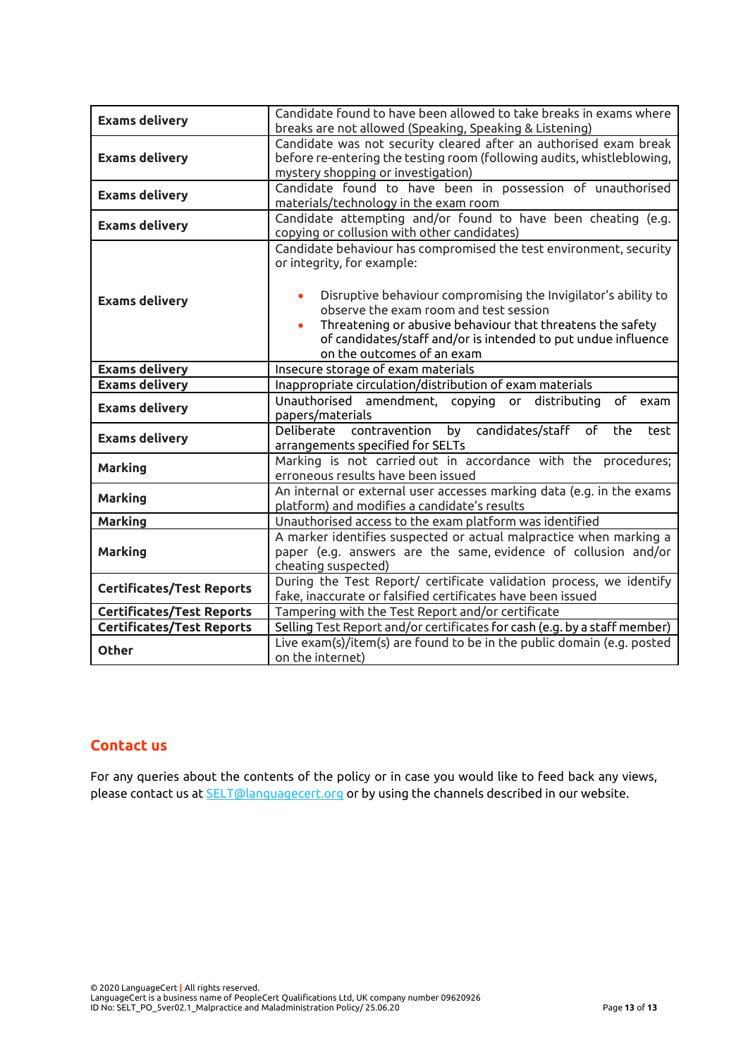| | |
|---|---|
| **Exams delivery** | Candidate found to have been allowed to take breaks in exams where breaks are not allowed (Speaking, Speaking & Listening) |
| **Exams delivery** | Candidate was not security cleared after an authorised exam break before re-entering the testing room (following audits, whistleblowing, mystery shopping or investigation) |
| **Exams delivery** | Candidate found to have been in possession of unauthorised materials/technology in the exam room |
| **Exams delivery** | Candidate attempting and/or found to have been cheating (e.g. copying or collusion with other candidates) |
| **Exams delivery** | Candidate behaviour has compromised the test environment, security or integrity, for example:<br><br>• Disruptive behaviour compromising the Invigilator's ability to observe the exam room and test session<br>• Threatening or abusive behaviour that threatens the safety of candidates/staff and/or is intended to put undue influence on the outcomes of an exam |
| **Exams delivery** | Insecure storage of exam materials |
| **Exams delivery** | Inappropriate circulation/distribution of exam materials |
| **Exams delivery** | Unauthorised amendment, copying or distributing of exam papers/materials |
| **Exams delivery** | Deliberate contravention by candidates/staff of the test arrangements specified for SELTs |
| **Marking** | Marking is not carried out in accordance with the procedures; erroneous results have been issued |
| **Marking** | An internal or external user accesses marking data (e.g. in the exams platform) and modifies a candidate's results |
| **Marking** | Unauthorised access to the exam platform was identified |
| **Marking** | A marker identifies suspected or actual malpractice when marking a paper (e.g. answers are the same, evidence of collusion and/or cheating suspected) |
| **Certificates/Test Reports** | During the Test Report/ certificate validation process, we identify fake, inaccurate or falsified certificates have been issued |
| **Certificates/Test Reports** | Tampering with the Test Report and/or certificate |
| **Certificates/Test Reports** | Selling Test Report and/or certificates for cash (e.g. by a staff member) |
| **Other** | Live exam(s)/item(s) are found to be in the public domain (e.g. posted on the internet) |

## Contact us

For any queries about the contents of the policy or in case you would like to feed back any views, please contact us at SELT@languagecert.org or by using the channels described in our website.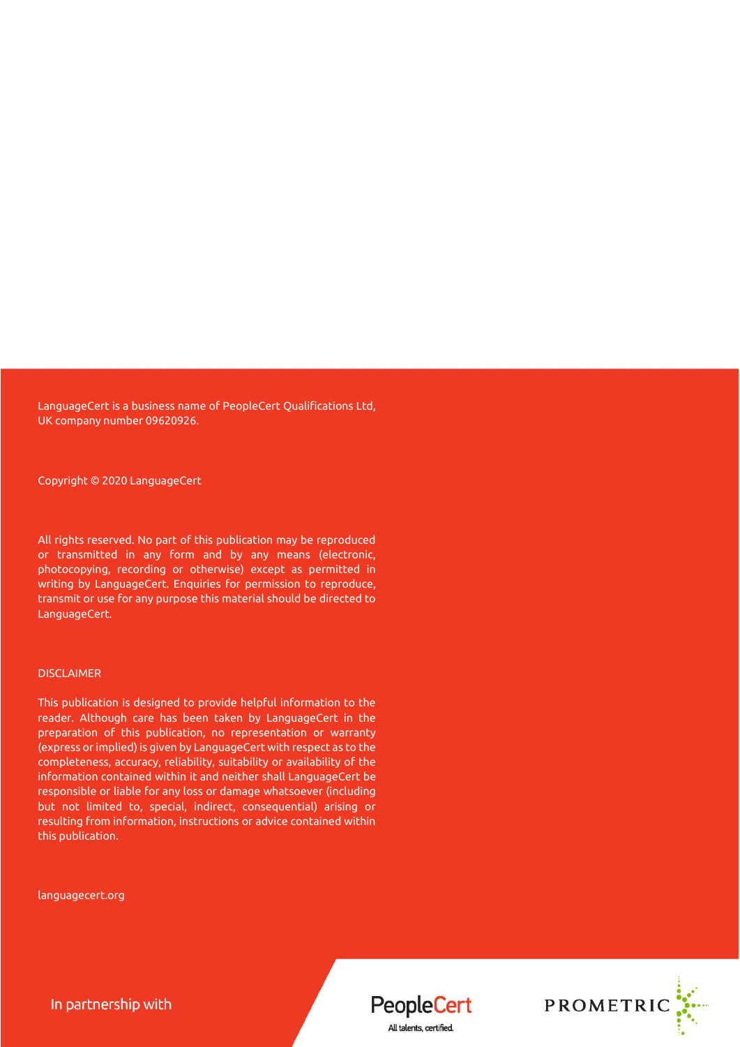LanguageCert is a business name of PeopleCert Qualifications Ltd, UK company number 09620926.

Copyright © 2020 LanguageCert

All rights reserved. No part of this publication may be reproduced or transmitted in any form and by any means (electronic, photocopying, recording or otherwise) except as permitted in writing by LanguageCert. Enquiries for permission to reproduce, transmit or use for any purpose this material should be directed to LanguageCert.

DISCLAIMER

This publication is designed to provide helpful information to the reader. Although care has been taken by LanguageCert in the preparation of this publication, no representation or warranty (express or implied) is given by LanguageCert with respect as to the completeness, accuracy, reliability, suitability or availability of the information contained within it and neither shall LanguageCert be responsible or liable for any loss or damage whatsoever (including but not limited to, special, indirect, consequential) arising or resulting from information, instructions or advice contained within this publication.

languagecert.org

In partnership with

PeopleCert
All talents, certified.

PROMETRIC